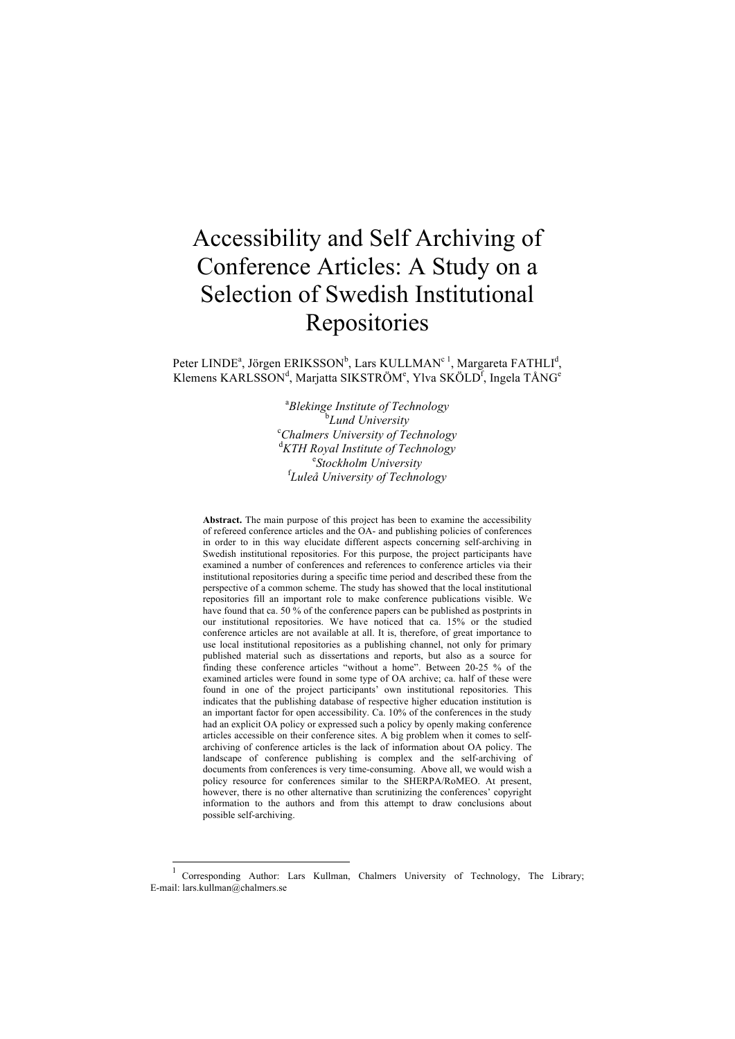# Accessibility and Self Archiving of Conference Articles: A Study on a Selection of Swedish Institutional Repositories

Peter LINDE[a], Jörgen ERIKSSON[b], Lars KULLMAN[c 1], Margareta FATHLI[d], Klemens KARLSSON[d], Marjatta SIKSTRÖM[e], Ylva SKÖLD[f], Ingela TÅNG[e]

[a]*Blekinge Institute of Technology*
[b]*Lund University*
[c]*Chalmers University of Technology*
[d]*KTH Royal Institute of Technology*
[e]*Stockholm University*
[f]*Luleå University of Technology*

**Abstract.** The main purpose of this project has been to examine the accessibility of refereed conference articles and the OA- and publishing policies of conferences in order to in this way elucidate different aspects concerning self-archiving in Swedish institutional repositories. For this purpose, the project participants have examined a number of conferences and references to conference articles via their institutional repositories during a specific time period and described these from the perspective of a common scheme. The study has showed that the local institutional repositories fill an important role to make conference publications visible. We have found that ca. 50 % of the conference papers can be published as postprints in our institutional repositories. We have noticed that ca. 15% or the studied conference articles are not available at all. It is, therefore, of great importance to use local institutional repositories as a publishing channel, not only for primary published material such as dissertations and reports, but also as a source for finding these conference articles "without a home". Between 20-25 % of the examined articles were found in some type of OA archive; ca. half of these were found in one of the project participants' own institutional repositories. This indicates that the publishing database of respective higher education institution is an important factor for open accessibility. Ca. 10% of the conferences in the study had an explicit OA policy or expressed such a policy by openly making conference articles accessible on their conference sites. A big problem when it comes to self-archiving of conference articles is the lack of information about OA policy. The landscape of conference publishing is complex and the self-archiving of documents from conferences is very time-consuming. Above all, we would wish a policy resource for conferences similar to the SHERPA/RoMEO. At present, however, there is no other alternative than scrutinizing the conferences' copyright information to the authors and from this attempt to draw conclusions about possible self-archiving.

---

[1] Corresponding Author: Lars Kullman, Chalmers University of Technology, The Library; E-mail: lars.kullman@chalmers.se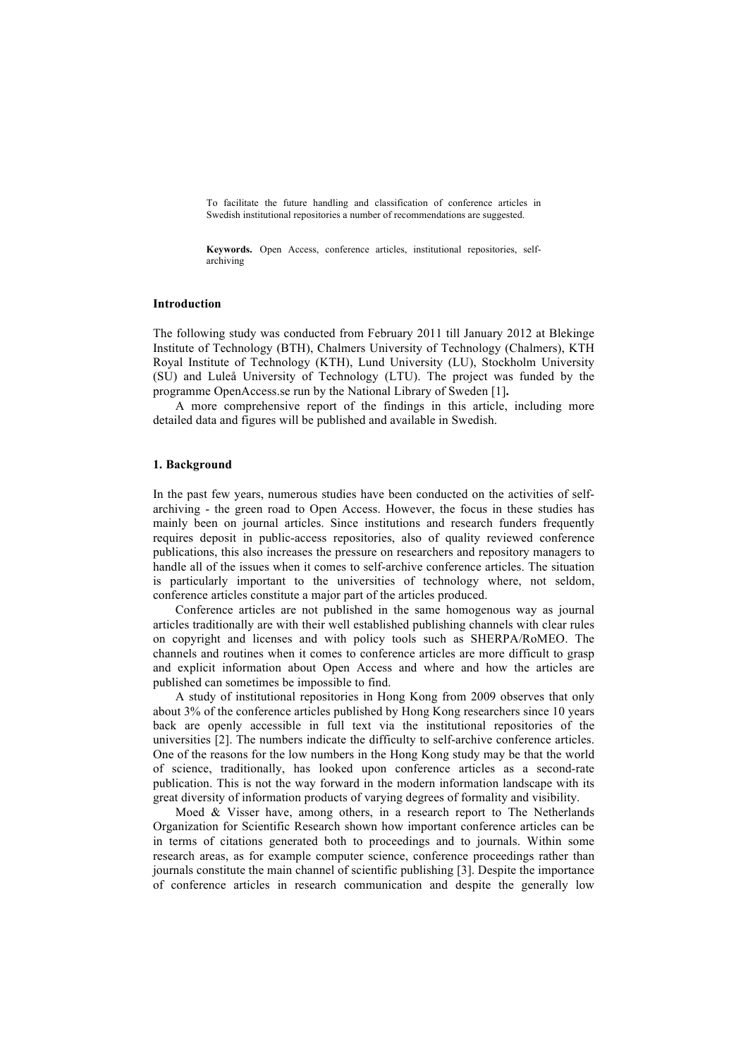To facilitate the future handling and classification of conference articles in Swedish institutional repositories a number of recommendations are suggested.

**Keywords.** Open Access, conference articles, institutional repositories, self-archiving

## Introduction

The following study was conducted from February 2011 till January 2012 at Blekinge Institute of Technology (BTH), Chalmers University of Technology (Chalmers), KTH Royal Institute of Technology (KTH), Lund University (LU), Stockholm University (SU) and Luleå University of Technology (LTU). The project was funded by the programme OpenAccess.se run by the National Library of Sweden [1]**.**

A more comprehensive report of the findings in this article, including more detailed data and figures will be published and available in Swedish.

## 1. Background

In the past few years, numerous studies have been conducted on the activities of self-archiving - the green road to Open Access. However, the focus in these studies has mainly been on journal articles. Since institutions and research funders frequently requires deposit in public-access repositories, also of quality reviewed conference publications, this also increases the pressure on researchers and repository managers to handle all of the issues when it comes to self-archive conference articles. The situation is particularly important to the universities of technology where, not seldom, conference articles constitute a major part of the articles produced.

Conference articles are not published in the same homogenous way as journal articles traditionally are with their well established publishing channels with clear rules on copyright and licenses and with policy tools such as SHERPA/RoMEO. The channels and routines when it comes to conference articles are more difficult to grasp and explicit information about Open Access and where and how the articles are published can sometimes be impossible to find.

A study of institutional repositories in Hong Kong from 2009 observes that only about 3% of the conference articles published by Hong Kong researchers since 10 years back are openly accessible in full text via the institutional repositories of the universities [2]. The numbers indicate the difficulty to self-archive conference articles. One of the reasons for the low numbers in the Hong Kong study may be that the world of science, traditionally, has looked upon conference articles as a second-rate publication. This is not the way forward in the modern information landscape with its great diversity of information products of varying degrees of formality and visibility.

Moed & Visser have, among others, in a research report to The Netherlands Organization for Scientific Research shown how important conference articles can be in terms of citations generated both to proceedings and to journals. Within some research areas, as for example computer science, conference proceedings rather than journals constitute the main channel of scientific publishing [3]. Despite the importance of conference articles in research communication and despite the generally low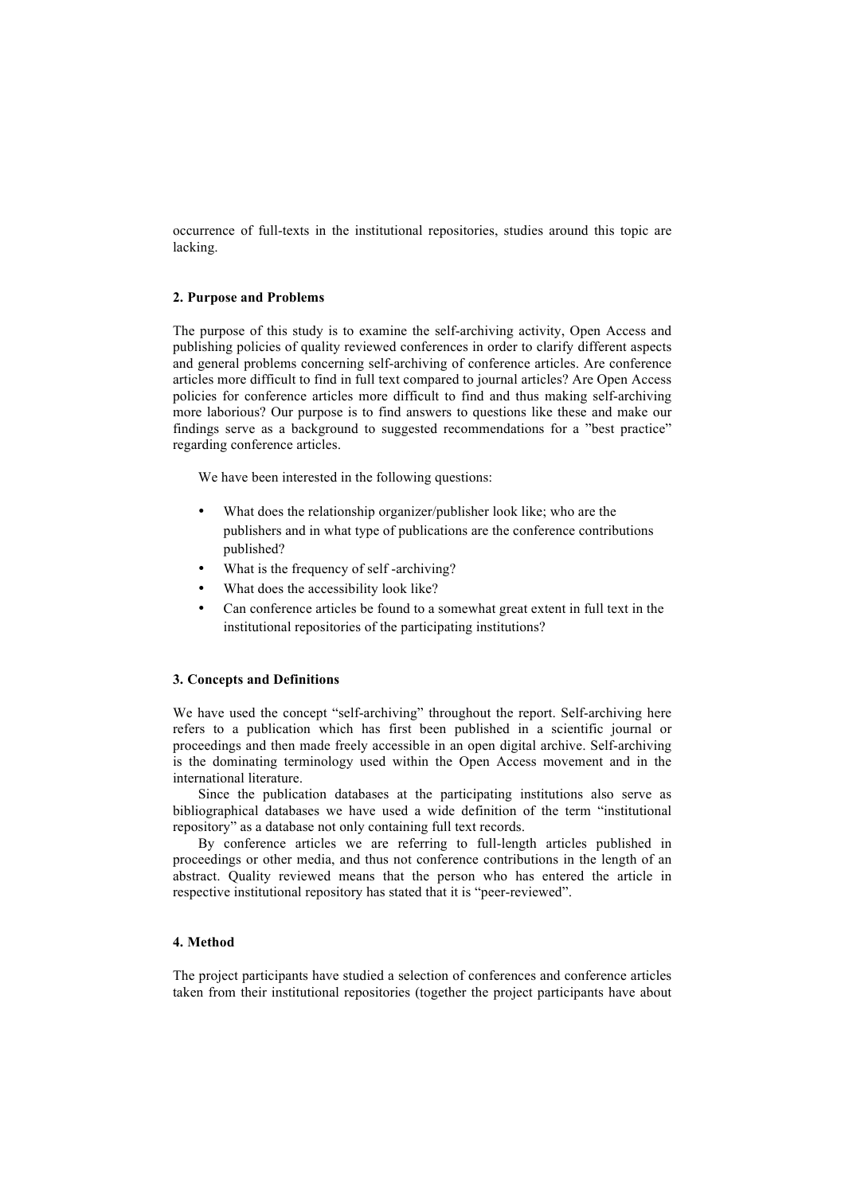occurrence of full-texts in the institutional repositories, studies around this topic are lacking.

## 2. Purpose and Problems

The purpose of this study is to examine the self-archiving activity, Open Access and publishing policies of quality reviewed conferences in order to clarify different aspects and general problems concerning self-archiving of conference articles. Are conference articles more difficult to find in full text compared to journal articles? Are Open Access policies for conference articles more difficult to find and thus making self-archiving more laborious? Our purpose is to find answers to questions like these and make our findings serve as a background to suggested recommendations for a "best practice" regarding conference articles.

We have been interested in the following questions:

- What does the relationship organizer/publisher look like; who are the publishers and in what type of publications are the conference contributions published?
- What is the frequency of self -archiving?
- What does the accessibility look like?
- Can conference articles be found to a somewhat great extent in full text in the institutional repositories of the participating institutions?

## 3. Concepts and Definitions

We have used the concept "self-archiving" throughout the report. Self-archiving here refers to a publication which has first been published in a scientific journal or proceedings and then made freely accessible in an open digital archive. Self-archiving is the dominating terminology used within the Open Access movement and in the international literature.

Since the publication databases at the participating institutions also serve as bibliographical databases we have used a wide definition of the term "institutional repository" as a database not only containing full text records.

By conference articles we are referring to full-length articles published in proceedings or other media, and thus not conference contributions in the length of an abstract. Quality reviewed means that the person who has entered the article in respective institutional repository has stated that it is "peer-reviewed".

## 4. Method

The project participants have studied a selection of conferences and conference articles taken from their institutional repositories (together the project participants have about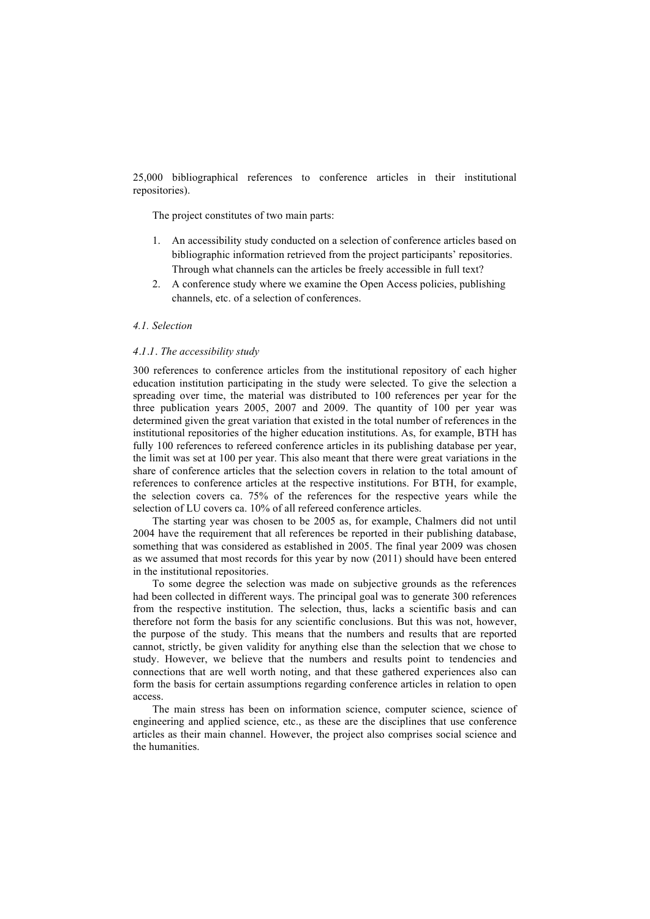25,000 bibliographical references to conference articles in their institutional repositories).

The project constitutes of two main parts:

1. An accessibility study conducted on a selection of conference articles based on bibliographic information retrieved from the project participants' repositories. Through what channels can the articles be freely accessible in full text?
2. A conference study where we examine the Open Access policies, publishing channels, etc. of a selection of conferences.

### *4.1. Selection*

#### *4.1.1. The accessibility study*

300 references to conference articles from the institutional repository of each higher education institution participating in the study were selected. To give the selection a spreading over time, the material was distributed to 100 references per year for the three publication years 2005, 2007 and 2009. The quantity of 100 per year was determined given the great variation that existed in the total number of references in the institutional repositories of the higher education institutions. As, for example, BTH has fully 100 references to refereed conference articles in its publishing database per year, the limit was set at 100 per year. This also meant that there were great variations in the share of conference articles that the selection covers in relation to the total amount of references to conference articles at the respective institutions. For BTH, for example, the selection covers ca. 75% of the references for the respective years while the selection of LU covers ca. 10% of all refereed conference articles.

The starting year was chosen to be 2005 as, for example, Chalmers did not until 2004 have the requirement that all references be reported in their publishing database, something that was considered as established in 2005. The final year 2009 was chosen as we assumed that most records for this year by now (2011) should have been entered in the institutional repositories.

To some degree the selection was made on subjective grounds as the references had been collected in different ways. The principal goal was to generate 300 references from the respective institution. The selection, thus, lacks a scientific basis and can therefore not form the basis for any scientific conclusions. But this was not, however, the purpose of the study. This means that the numbers and results that are reported cannot, strictly, be given validity for anything else than the selection that we chose to study. However, we believe that the numbers and results point to tendencies and connections that are well worth noting, and that these gathered experiences also can form the basis for certain assumptions regarding conference articles in relation to open access.

The main stress has been on information science, computer science, science of engineering and applied science, etc., as these are the disciplines that use conference articles as their main channel. However, the project also comprises social science and the humanities.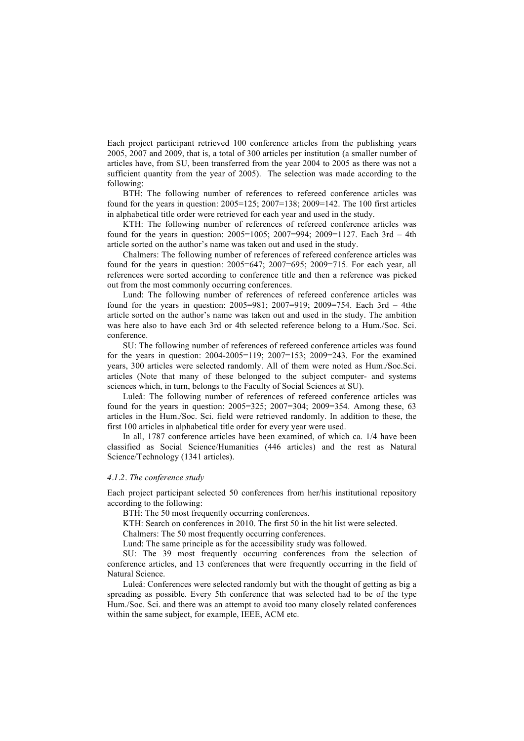Each project participant retrieved 100 conference articles from the publishing years 2005, 2007 and 2009, that is, a total of 300 articles per institution (a smaller number of articles have, from SU, been transferred from the year 2004 to 2005 as there was not a sufficient quantity from the year of 2005). The selection was made according to the following:

BTH: The following number of references to refereed conference articles was found for the years in question: 2005=125; 2007=138; 2009=142. The 100 first articles in alphabetical title order were retrieved for each year and used in the study.

KTH: The following number of references of refereed conference articles was found for the years in question: 2005=1005; 2007=994; 2009=1127. Each 3rd – 4th article sorted on the author's name was taken out and used in the study.

Chalmers: The following number of references of refereed conference articles was found for the years in question: 2005=647; 2007=695; 2009=715. For each year, all references were sorted according to conference title and then a reference was picked out from the most commonly occurring conferences.

Lund: The following number of references of refereed conference articles was found for the years in question: 2005=981; 2007=919; 2009=754. Each 3rd – 4the article sorted on the author's name was taken out and used in the study. The ambition was here also to have each 3rd or 4th selected reference belong to a Hum./Soc. Sci. conference.

SU: The following number of references of refereed conference articles was found for the years in question: 2004-2005=119; 2007=153; 2009=243. For the examined years, 300 articles were selected randomly. All of them were noted as Hum./Soc.Sci. articles (Note that many of these belonged to the subject computer- and systems sciences which, in turn, belongs to the Faculty of Social Sciences at SU).

Luleå: The following number of references of refereed conference articles was found for the years in question: 2005=325; 2007=304; 2009=354. Among these, 63 articles in the Hum./Soc. Sci. field were retrieved randomly. In addition to these, the first 100 articles in alphabetical title order for every year were used.

In all, 1787 conference articles have been examined, of which ca. 1/4 have been classified as Social Science/Humanities (446 articles) and the rest as Natural Science/Technology (1341 articles).

#### *4.1.2. The conference study*

Each project participant selected 50 conferences from her/his institutional repository according to the following:

BTH: The 50 most frequently occurring conferences.

KTH: Search on conferences in 2010. The first 50 in the hit list were selected.

Chalmers: The 50 most frequently occurring conferences.

Lund: The same principle as for the accessibility study was followed.

SU: The 39 most frequently occurring conferences from the selection of conference articles, and 13 conferences that were frequently occurring in the field of Natural Science.

Luleå: Conferences were selected randomly but with the thought of getting as big a spreading as possible. Every 5th conference that was selected had to be of the type Hum./Soc. Sci. and there was an attempt to avoid too many closely related conferences within the same subject, for example, IEEE, ACM etc.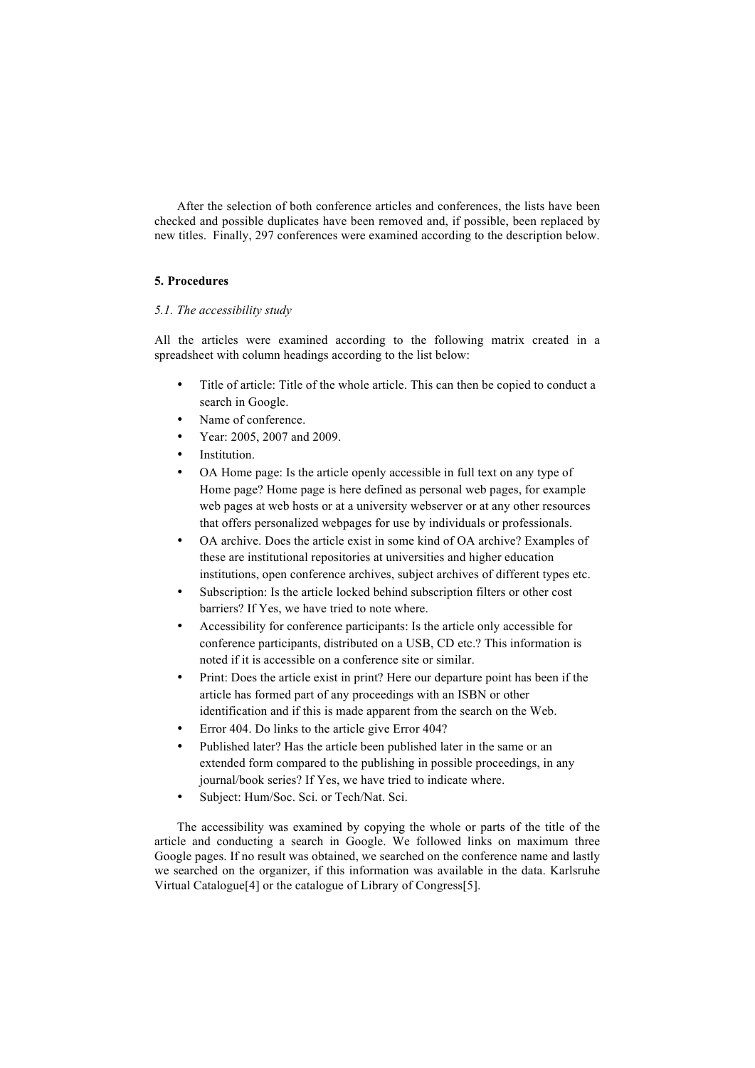After the selection of both conference articles and conferences, the lists have been checked and possible duplicates have been removed and, if possible, been replaced by new titles. Finally, 297 conferences were examined according to the description below.

## 5. Procedures

### *5.1. The accessibility study*

All the articles were examined according to the following matrix created in a spreadsheet with column headings according to the list below:

- Title of article: Title of the whole article. This can then be copied to conduct a search in Google.
- Name of conference.
- Year: 2005, 2007 and 2009.
- Institution.
- OA Home page: Is the article openly accessible in full text on any type of Home page? Home page is here defined as personal web pages, for example web pages at web hosts or at a university webserver or at any other resources that offers personalized webpages for use by individuals or professionals.
- OA archive. Does the article exist in some kind of OA archive? Examples of these are institutional repositories at universities and higher education institutions, open conference archives, subject archives of different types etc.
- Subscription: Is the article locked behind subscription filters or other cost barriers? If Yes, we have tried to note where.
- Accessibility for conference participants: Is the article only accessible for conference participants, distributed on a USB, CD etc.? This information is noted if it is accessible on a conference site or similar.
- Print: Does the article exist in print? Here our departure point has been if the article has formed part of any proceedings with an ISBN or other identification and if this is made apparent from the search on the Web.
- Error 404. Do links to the article give Error 404?
- Published later? Has the article been published later in the same or an extended form compared to the publishing in possible proceedings, in any journal/book series? If Yes, we have tried to indicate where.
- Subject: Hum/Soc. Sci. or Tech/Nat. Sci.

The accessibility was examined by copying the whole or parts of the title of the article and conducting a search in Google. We followed links on maximum three Google pages. If no result was obtained, we searched on the conference name and lastly we searched on the organizer, if this information was available in the data. Karlsruhe Virtual Catalogue[4] or the catalogue of Library of Congress[5].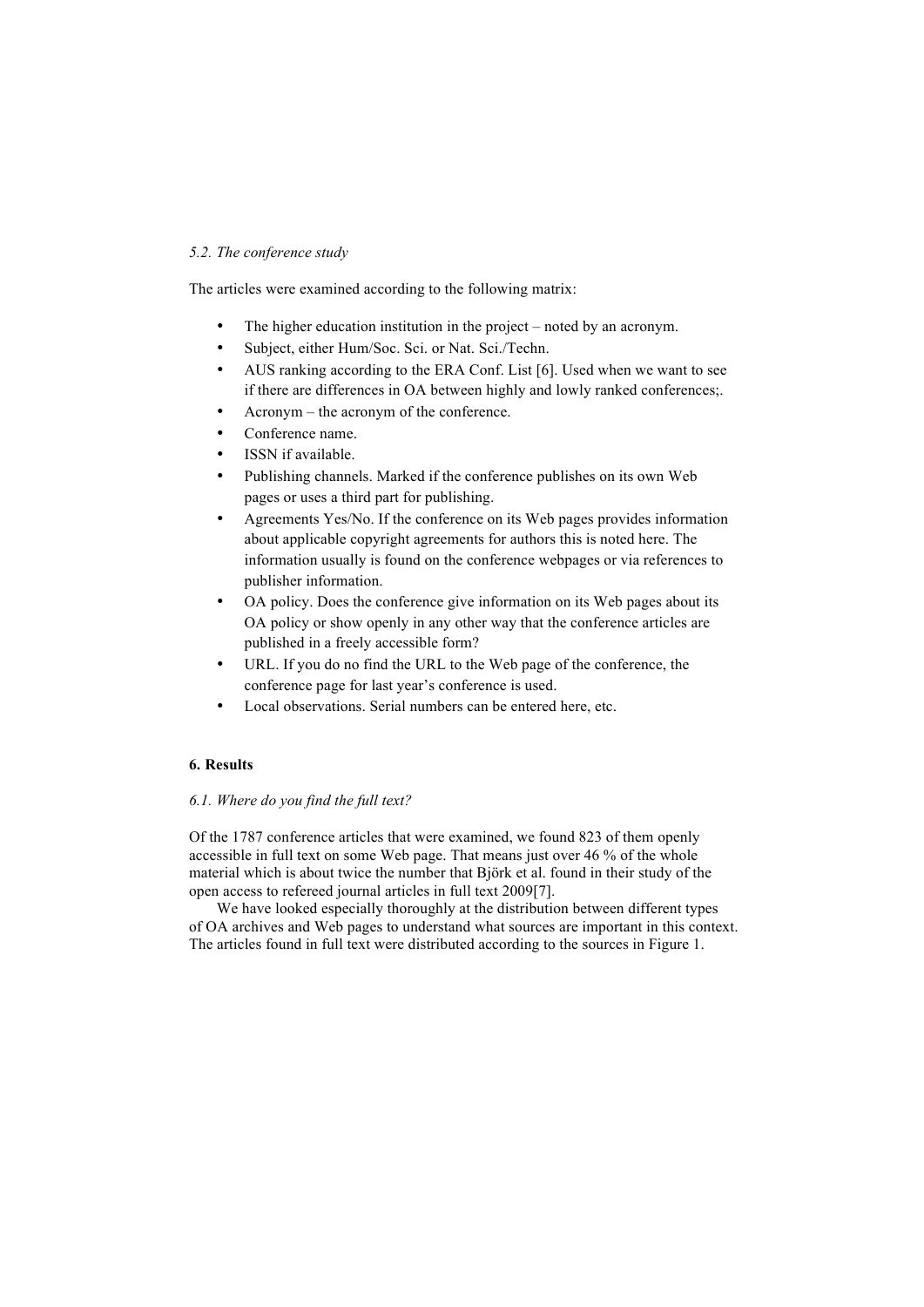*5.2. The conference study*

The articles were examined according to the following matrix:

- The higher education institution in the project – noted by an acronym.
- Subject, either Hum/Soc. Sci. or Nat. Sci./Techn.
- AUS ranking according to the ERA Conf. List [6]. Used when we want to see if there are differences in OA between highly and lowly ranked conferences;.
- Acronym – the acronym of the conference.
- Conference name.
- ISSN if available.
- Publishing channels. Marked if the conference publishes on its own Web pages or uses a third part for publishing.
- Agreements Yes/No. If the conference on its Web pages provides information about applicable copyright agreements for authors this is noted here. The information usually is found on the conference webpages or via references to publisher information.
- OA policy. Does the conference give information on its Web pages about its OA policy or show openly in any other way that the conference articles are published in a freely accessible form?
- URL. If you do no find the URL to the Web page of the conference, the conference page for last year's conference is used.
- Local observations. Serial numbers can be entered here, etc.

## 6. Results

*6.1. Where do you find the full text?*

Of the 1787 conference articles that were examined, we found 823 of them openly accessible in full text on some Web page. That means just over 46 % of the whole material which is about twice the number that Björk et al. found in their study of the open access to refereed journal articles in full text 2009[7].

We have looked especially thoroughly at the distribution between different types of OA archives and Web pages to understand what sources are important in this context. The articles found in full text were distributed according to the sources in Figure 1.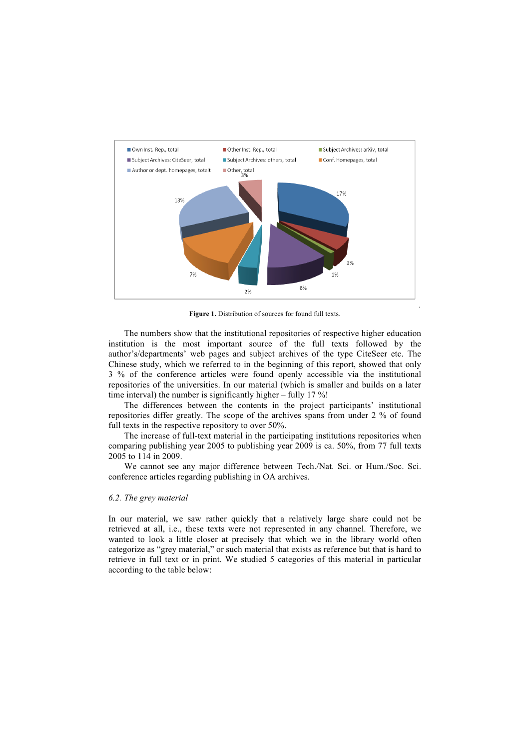**Figure 1.** Distribution of sources for found full texts.

The numbers show that the institutional repositories of respective higher education institution is the most important source of the full texts followed by the author's/departments' web pages and subject archives of the type CiteSeer etc. The Chinese study, which we referred to in the beginning of this report, showed that only 3 % of the conference articles were found openly accessible via the institutional repositories of the universities. In our material (which is smaller and builds on a later time interval) the number is significantly higher – fully 17 %!

The differences between the contents in the project participants' institutional repositories differ greatly. The scope of the archives spans from under 2 % of found full texts in the respective repository to over 50%.

The increase of full-text material in the participating institutions repositories when comparing publishing year 2005 to publishing year 2009 is ca. 50%, from 77 full texts 2005 to 114 in 2009.

We cannot see any major difference between Tech./Nat. Sci. or Hum./Soc. Sci. conference articles regarding publishing in OA archives.

### *6.2. The grey material*

In our material, we saw rather quickly that a relatively large share could not be retrieved at all, i.e., these texts were not represented in any channel. Therefore, we wanted to look a little closer at precisely that which we in the library world often categorize as "grey material," or such material that exists as reference but that is hard to retrieve in full text or in print. We studied 5 categories of this material in particular according to the table below: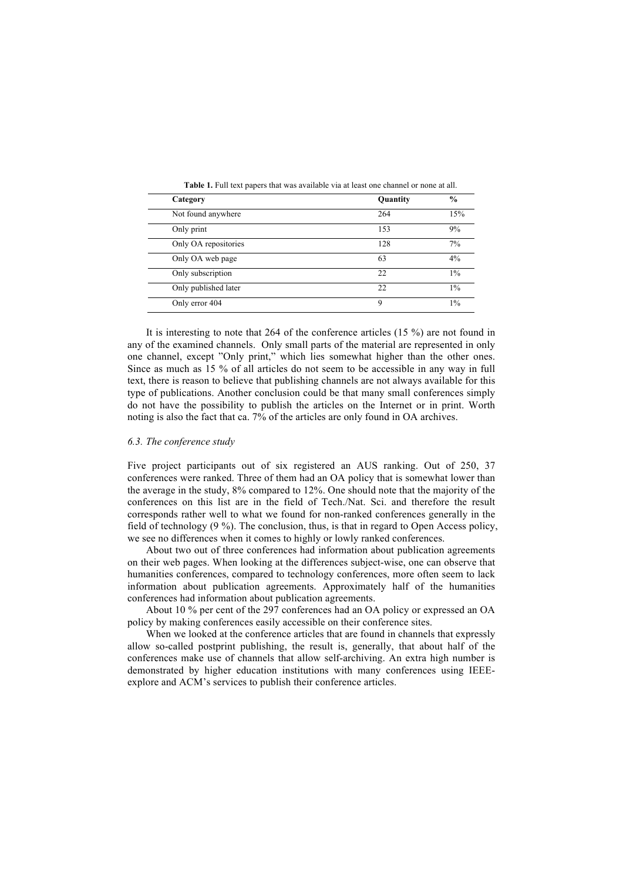**Table 1.** Full text papers that was available via at least one channel or none at all.

| Category | Quantity | % |
|---|---|---|
| Not found anywhere | 264 | 15% |
| Only print | 153 | 9% |
| Only OA repositories | 128 | 7% |
| Only OA web page | 63 | 4% |
| Only subscription | 22 | 1% |
| Only published later | 22 | 1% |
| Only error 404 | 9 | 1% |

It is interesting to note that 264 of the conference articles (15 %) are not found in any of the examined channels. Only small parts of the material are represented in only one channel, except "Only print," which lies somewhat higher than the other ones. Since as much as 15 % of all articles do not seem to be accessible in any way in full text, there is reason to believe that publishing channels are not always available for this type of publications. Another conclusion could be that many small conferences simply do not have the possibility to publish the articles on the Internet or in print. Worth noting is also the fact that ca. 7% of the articles are only found in OA archives.

### *6.3. The conference study*

Five project participants out of six registered an AUS ranking. Out of 250, 37 conferences were ranked. Three of them had an OA policy that is somewhat lower than the average in the study, 8% compared to 12%. One should note that the majority of the conferences on this list are in the field of Tech./Nat. Sci. and therefore the result corresponds rather well to what we found for non-ranked conferences generally in the field of technology (9 %). The conclusion, thus, is that in regard to Open Access policy, we see no differences when it comes to highly or lowly ranked conferences.

About two out of three conferences had information about publication agreements on their web pages. When looking at the differences subject-wise, one can observe that humanities conferences, compared to technology conferences, more often seem to lack information about publication agreements. Approximately half of the humanities conferences had information about publication agreements.

About 10 % per cent of the 297 conferences had an OA policy or expressed an OA policy by making conferences easily accessible on their conference sites.

When we looked at the conference articles that are found in channels that expressly allow so-called postprint publishing, the result is, generally, that about half of the conferences make use of channels that allow self-archiving. An extra high number is demonstrated by higher education institutions with many conferences using IEEE-explore and ACM's services to publish their conference articles.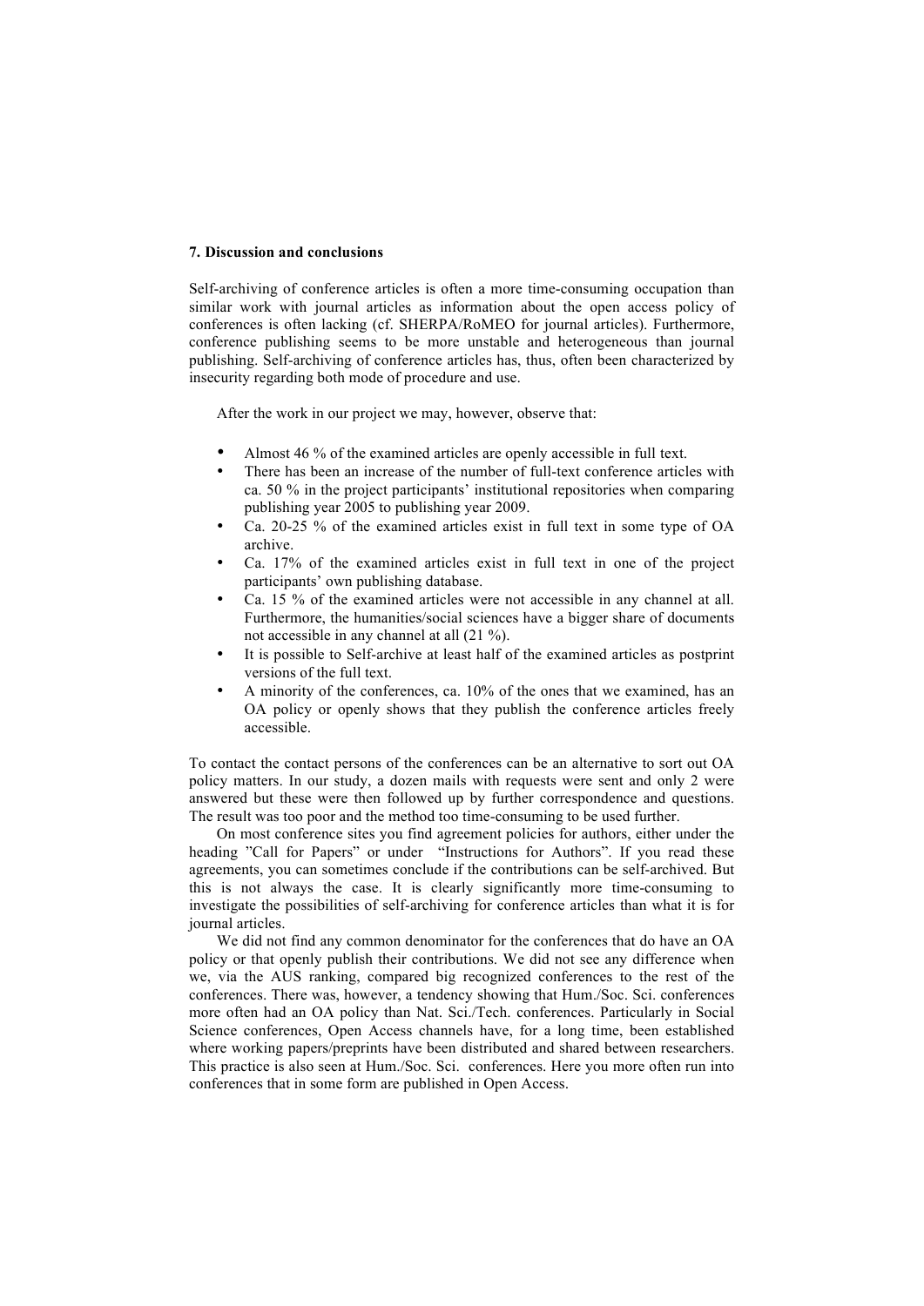## 7. Discussion and conclusions

Self-archiving of conference articles is often a more time-consuming occupation than similar work with journal articles as information about the open access policy of conferences is often lacking (cf. SHERPA/RoMEO for journal articles). Furthermore, conference publishing seems to be more unstable and heterogeneous than journal publishing. Self-archiving of conference articles has, thus, often been characterized by insecurity regarding both mode of procedure and use.

After the work in our project we may, however, observe that:

- Almost 46 % of the examined articles are openly accessible in full text.
- There has been an increase of the number of full-text conference articles with ca. 50 % in the project participants' institutional repositories when comparing publishing year 2005 to publishing year 2009.
- Ca. 20-25 % of the examined articles exist in full text in some type of OA archive.
- Ca. 17% of the examined articles exist in full text in one of the project participants' own publishing database.
- Ca. 15 % of the examined articles were not accessible in any channel at all. Furthermore, the humanities/social sciences have a bigger share of documents not accessible in any channel at all (21 %).
- It is possible to Self-archive at least half of the examined articles as postprint versions of the full text.
- A minority of the conferences, ca. 10% of the ones that we examined, has an OA policy or openly shows that they publish the conference articles freely accessible.

To contact the contact persons of the conferences can be an alternative to sort out OA policy matters. In our study, a dozen mails with requests were sent and only 2 were answered but these were then followed up by further correspondence and questions. The result was too poor and the method too time-consuming to be used further.

On most conference sites you find agreement policies for authors, either under the heading "Call for Papers" or under "Instructions for Authors". If you read these agreements, you can sometimes conclude if the contributions can be self-archived. But this is not always the case. It is clearly significantly more time-consuming to investigate the possibilities of self-archiving for conference articles than what it is for journal articles.

We did not find any common denominator for the conferences that do have an OA policy or that openly publish their contributions. We did not see any difference when we, via the AUS ranking, compared big recognized conferences to the rest of the conferences. There was, however, a tendency showing that Hum./Soc. Sci. conferences more often had an OA policy than Nat. Sci./Tech. conferences. Particularly in Social Science conferences, Open Access channels have, for a long time, been established where working papers/preprints have been distributed and shared between researchers. This practice is also seen at Hum./Soc. Sci. conferences. Here you more often run into conferences that in some form are published in Open Access.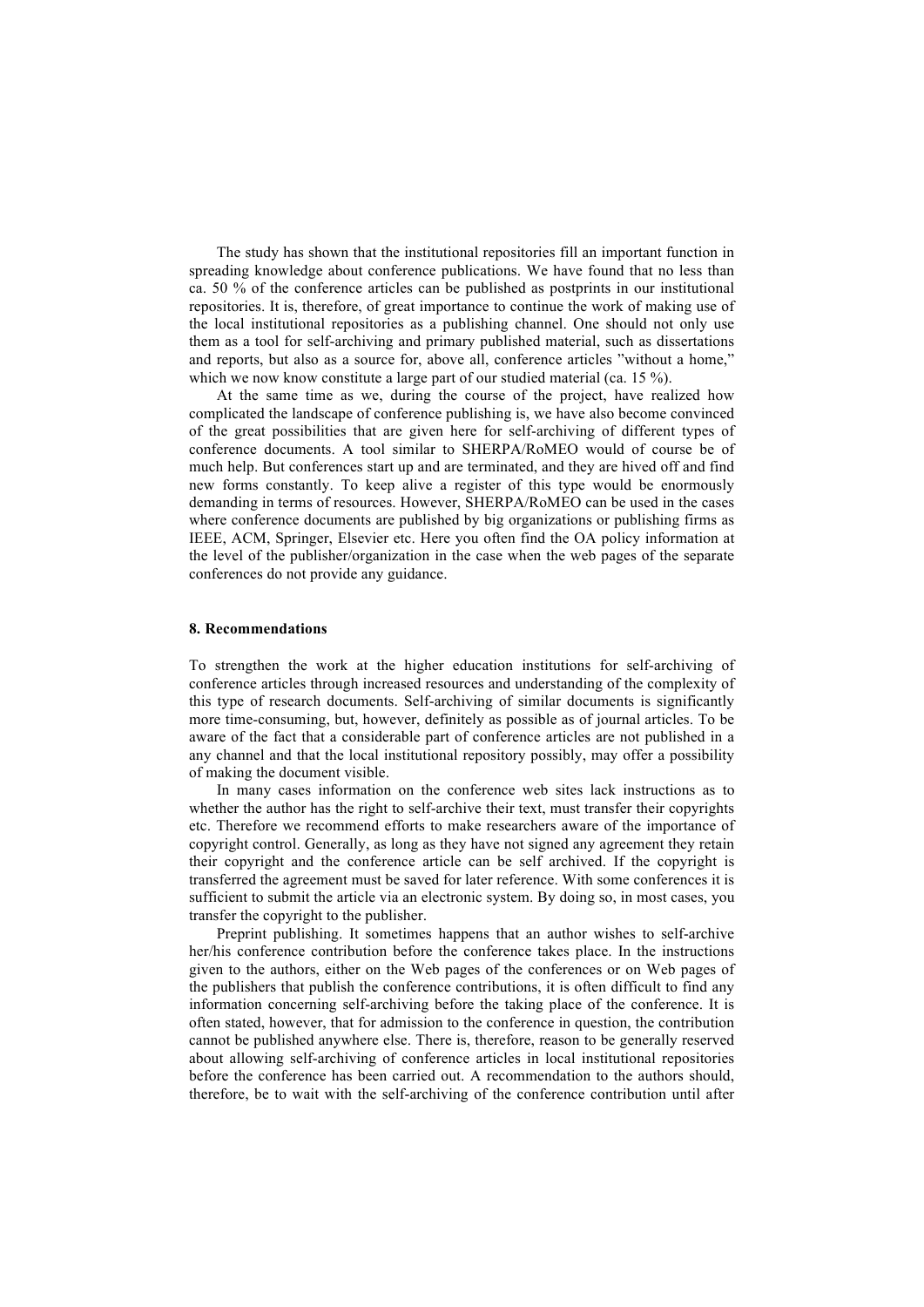The study has shown that the institutional repositories fill an important function in spreading knowledge about conference publications. We have found that no less than ca. 50 % of the conference articles can be published as postprints in our institutional repositories. It is, therefore, of great importance to continue the work of making use of the local institutional repositories as a publishing channel. One should not only use them as a tool for self-archiving and primary published material, such as dissertations and reports, but also as a source for, above all, conference articles ”without a home,” which we now know constitute a large part of our studied material (ca. 15 %).

At the same time as we, during the course of the project, have realized how complicated the landscape of conference publishing is, we have also become convinced of the great possibilities that are given here for self-archiving of different types of conference documents. A tool similar to SHERPA/RoMEO would of course be of much help. But conferences start up and are terminated, and they are hived off and find new forms constantly. To keep alive a register of this type would be enormously demanding in terms of resources. However, SHERPA/RoMEO can be used in the cases where conference documents are published by big organizations or publishing firms as IEEE, ACM, Springer, Elsevier etc. Here you often find the OA policy information at the level of the publisher/organization in the case when the web pages of the separate conferences do not provide any guidance.

## 8. Recommendations

To strengthen the work at the higher education institutions for self-archiving of conference articles through increased resources and understanding of the complexity of this type of research documents. Self-archiving of similar documents is significantly more time-consuming, but, however, definitely as possible as of journal articles. To be aware of the fact that a considerable part of conference articles are not published in a any channel and that the local institutional repository possibly, may offer a possibility of making the document visible.

In many cases information on the conference web sites lack instructions as to whether the author has the right to self-archive their text, must transfer their copyrights etc. Therefore we recommend efforts to make researchers aware of the importance of copyright control. Generally, as long as they have not signed any agreement they retain their copyright and the conference article can be self archived. If the copyright is transferred the agreement must be saved for later reference. With some conferences it is sufficient to submit the article via an electronic system. By doing so, in most cases, you transfer the copyright to the publisher.

Preprint publishing. It sometimes happens that an author wishes to self-archive her/his conference contribution before the conference takes place. In the instructions given to the authors, either on the Web pages of the conferences or on Web pages of the publishers that publish the conference contributions, it is often difficult to find any information concerning self-archiving before the taking place of the conference. It is often stated, however, that for admission to the conference in question, the contribution cannot be published anywhere else. There is, therefore, reason to be generally reserved about allowing self-archiving of conference articles in local institutional repositories before the conference has been carried out. A recommendation to the authors should, therefore, be to wait with the self-archiving of the conference contribution until after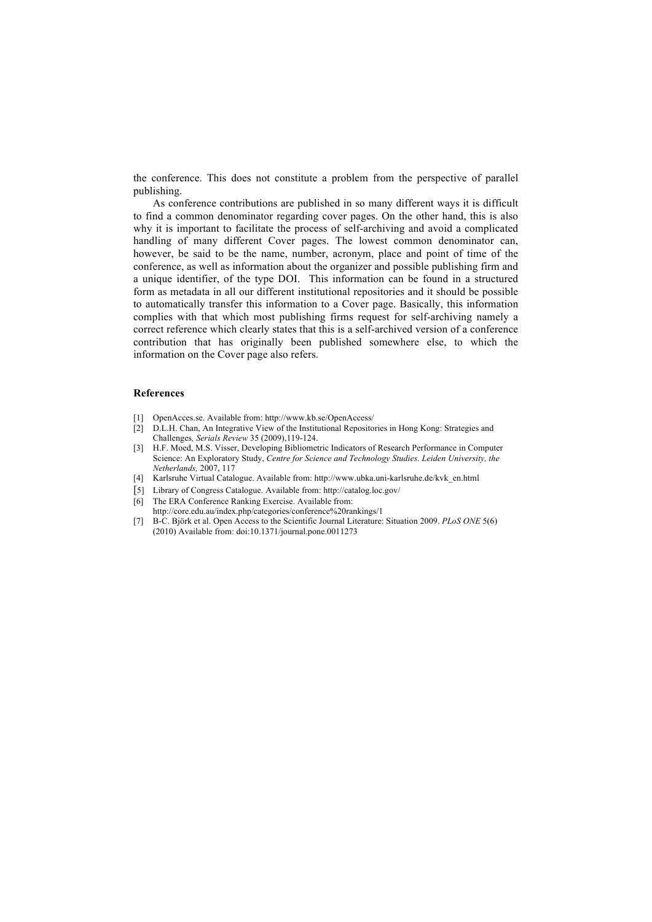the conference. This does not constitute a problem from the perspective of parallel publishing.

As conference contributions are published in so many different ways it is difficult to find a common denominator regarding cover pages. On the other hand, this is also why it is important to facilitate the process of self-archiving and avoid a complicated handling of many different Cover pages. The lowest common denominator can, however, be said to be the name, number, acronym, place and point of time of the conference, as well as information about the organizer and possible publishing firm and a unique identifier, of the type DOI. This information can be found in a structured form as metadata in all our different institutional repositories and it should be possible to automatically transfer this information to a Cover page. Basically, this information complies with that which most publishing firms request for self-archiving namely a correct reference which clearly states that this is a self-archived version of a conference contribution that has originally been published somewhere else, to which the information on the Cover page also refers.

## References

[1] OpenAcces.se. Available from: http://www.kb.se/OpenAccess/

[2] D.L.H. Chan, An Integrative View of the Institutional Repositories in Hong Kong: Strategies and Challenges, *Serials Review* 35 (2009),119-124.

[3] H.F. Moed, M.S. Visser, Developing Bibliometric Indicators of Research Performance in Computer Science: An Exploratory Study, *Centre for Science and Technology Studies. Leiden University, the Netherlands,* 2007, 117

[4] Karlsruhe Virtual Catalogue. Available from: http://www.ubka.uni-karlsruhe.de/kvk_en.html

[5] Library of Congress Catalogue. Available from: http://catalog.loc.gov/

[6] The ERA Conference Ranking Exercise. Available from: http://core.edu.au/index.php/categories/conference%20rankings/1

[7] B-C. Björk et al. Open Access to the Scientific Journal Literature: Situation 2009. *PLoS ONE* 5(6) (2010) Available from: doi:10.1371/journal.pone.0011273